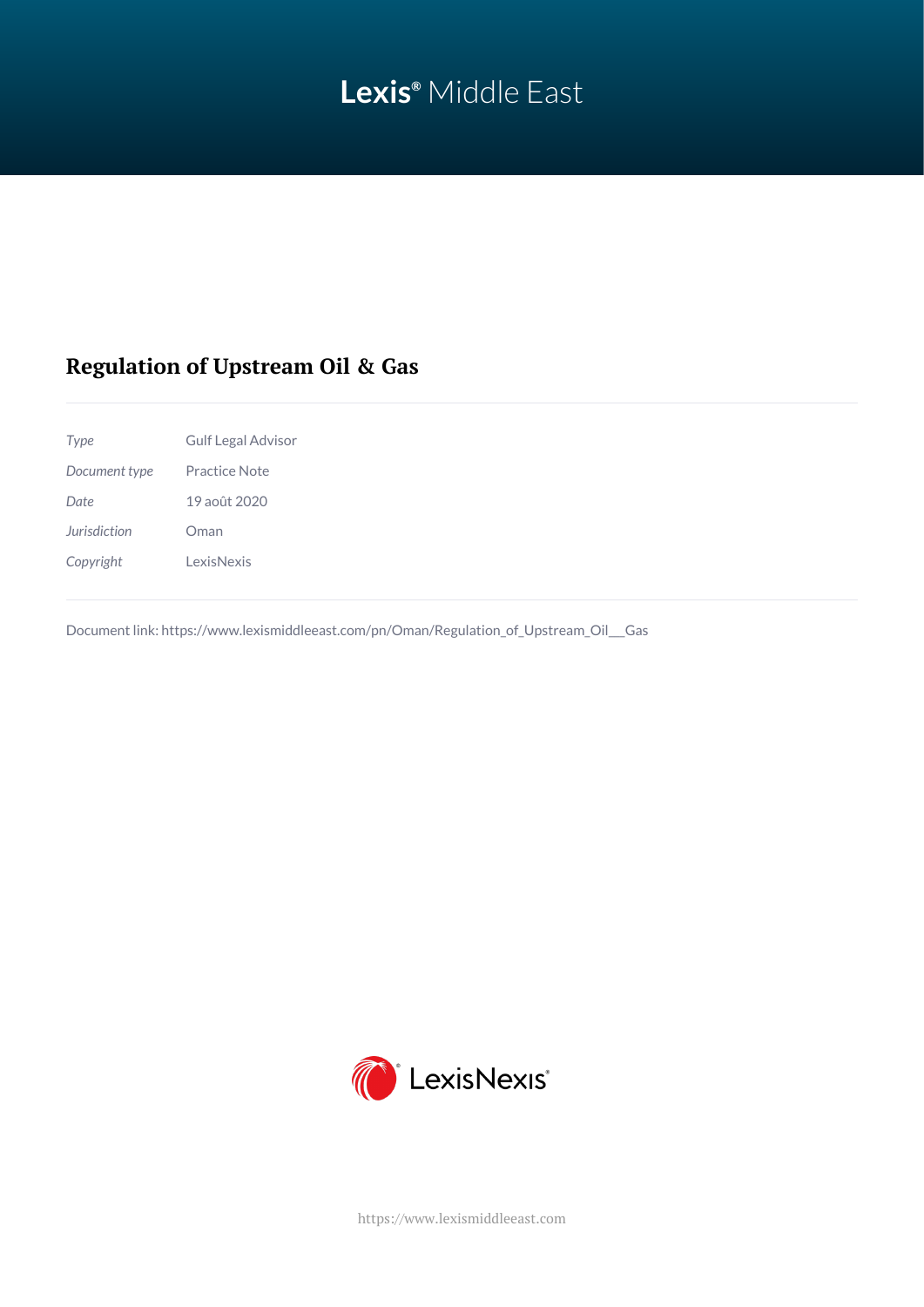# Regulation of Upstream Oil & Gas

| | |
|---|---|
| *Type* | Gulf Legal Advisor |
| *Document type* | Practice Note |
| *Date* | 19 août 2020 |
| *Jurisdiction* | Oman |
| *Copyright* | LexisNexis |

Document link: https://www.lexismiddleeast.com/pn/Oman/Regulation_of_Upstream_Oil___Gas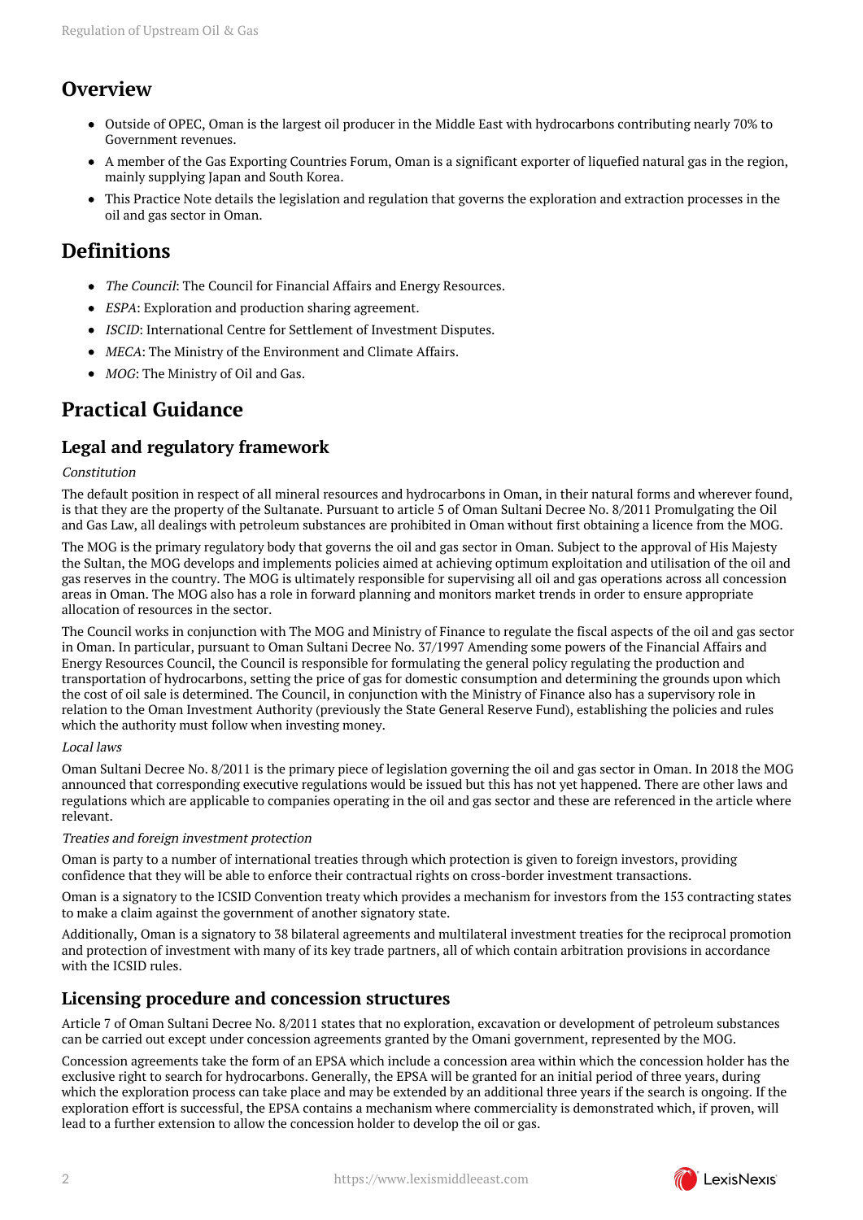## Overview

- Outside of OPEC, Oman is the largest oil producer in the Middle East with hydrocarbons contributing nearly 70% to Government revenues.
- A member of the Gas Exporting Countries Forum, Oman is a significant exporter of liquefied natural gas in the region, mainly supplying Japan and South Korea.
- This Practice Note details the legislation and regulation that governs the exploration and extraction processes in the oil and gas sector in Oman.

## Definitions

- *The Council*: The Council for Financial Affairs and Energy Resources.
- *ESPA*: Exploration and production sharing agreement.
- *ISCID*: International Centre for Settlement of Investment Disputes.
- *MECA*: The Ministry of the Environment and Climate Affairs.
- *MOG*: The Ministry of Oil and Gas.

## Practical Guidance

### Legal and regulatory framework

*Constitution*

The default position in respect of all mineral resources and hydrocarbons in Oman, in their natural forms and wherever found, is that they are the property of the Sultanate. Pursuant to article 5 of Oman Sultani Decree No. 8/2011 Promulgating the Oil and Gas Law, all dealings with petroleum substances are prohibited in Oman without first obtaining a licence from the MOG.

The MOG is the primary regulatory body that governs the oil and gas sector in Oman. Subject to the approval of His Majesty the Sultan, the MOG develops and implements policies aimed at achieving optimum exploitation and utilisation of the oil and gas reserves in the country. The MOG is ultimately responsible for supervising all oil and gas operations across all concession areas in Oman. The MOG also has a role in forward planning and monitors market trends in order to ensure appropriate allocation of resources in the sector.

The Council works in conjunction with The MOG and Ministry of Finance to regulate the fiscal aspects of the oil and gas sector in Oman. In particular, pursuant to Oman Sultani Decree No. 37/1997 Amending some powers of the Financial Affairs and Energy Resources Council, the Council is responsible for formulating the general policy regulating the production and transportation of hydrocarbons, setting the price of gas for domestic consumption and determining the grounds upon which the cost of oil sale is determined. The Council, in conjunction with the Ministry of Finance also has a supervisory role in relation to the Oman Investment Authority (previously the State General Reserve Fund), establishing the policies and rules which the authority must follow when investing money.

*Local laws*

Oman Sultani Decree No. 8/2011 is the primary piece of legislation governing the oil and gas sector in Oman. In 2018 the MOG announced that corresponding executive regulations would be issued but this has not yet happened. There are other laws and regulations which are applicable to companies operating in the oil and gas sector and these are referenced in the article where relevant.

*Treaties and foreign investment protection*

Oman is party to a number of international treaties through which protection is given to foreign investors, providing confidence that they will be able to enforce their contractual rights on cross-border investment transactions.

Oman is a signatory to the ICSID Convention treaty which provides a mechanism for investors from the 153 contracting states to make a claim against the government of another signatory state.

Additionally, Oman is a signatory to 38 bilateral agreements and multilateral investment treaties for the reciprocal promotion and protection of investment with many of its key trade partners, all of which contain arbitration provisions in accordance with the ICSID rules.

### Licensing procedure and concession structures

Article 7 of Oman Sultani Decree No. 8/2011 states that no exploration, excavation or development of petroleum substances can be carried out except under concession agreements granted by the Omani government, represented by the MOG.

Concession agreements take the form of an EPSA which include a concession area within which the concession holder has the exclusive right to search for hydrocarbons. Generally, the EPSA will be granted for an initial period of three years, during which the exploration process can take place and may be extended by an additional three years if the search is ongoing. If the exploration effort is successful, the EPSA contains a mechanism where commerciality is demonstrated which, if proven, will lead to a further extension to allow the concession holder to develop the oil or gas.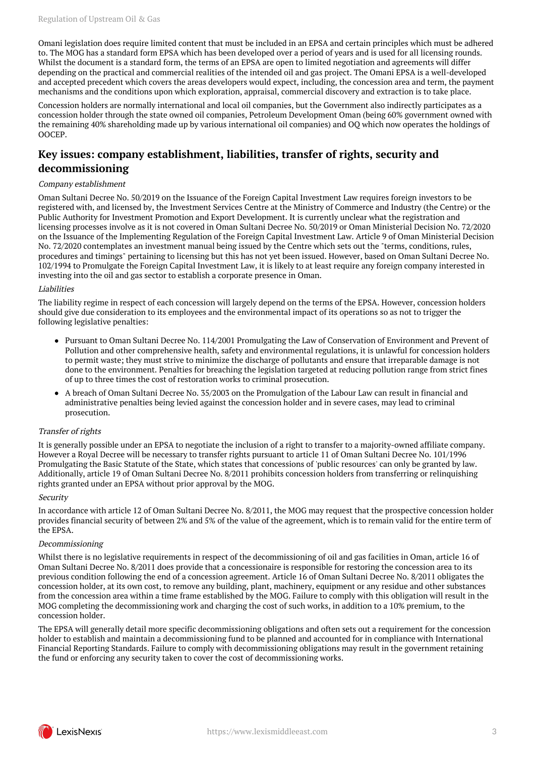Omani legislation does require limited content that must be included in an EPSA and certain principles which must be adhered to. The MOG has a standard form EPSA which has been developed over a period of years and is used for all licensing rounds. Whilst the document is a standard form, the terms of an EPSA are open to limited negotiation and agreements will differ depending on the practical and commercial realities of the intended oil and gas project. The Omani EPSA is a well-developed and accepted precedent which covers the areas developers would expect, including, the concession area and term, the payment mechanisms and the conditions upon which exploration, appraisal, commercial discovery and extraction is to take place.

Concession holders are normally international and local oil companies, but the Government also indirectly participates as a concession holder through the state owned oil companies, Petroleum Development Oman (being 60% government owned with the remaining 40% shareholding made up by various international oil companies) and OQ which now operates the holdings of OOCEP.

## Key issues: company establishment, liabilities, transfer of rights, security and decommissioning

*Company establishment*

Oman Sultani Decree No. 50/2019 on the Issuance of the Foreign Capital Investment Law requires foreign investors to be registered with, and licensed by, the Investment Services Centre at the Ministry of Commerce and Industry (the Centre) or the Public Authority for Investment Promotion and Export Development. It is currently unclear what the registration and licensing processes involve as it is not covered in Oman Sultani Decree No. 50/2019 or Oman Ministerial Decision No. 72/2020 on the Issuance of the Implementing Regulation of the Foreign Capital Investment Law. Article 9 of Oman Ministerial Decision No. 72/2020 contemplates an investment manual being issued by the Centre which sets out the "terms, conditions, rules, procedures and timings" pertaining to licensing but this has not yet been issued. However, based on Oman Sultani Decree No. 102/1994 to Promulgate the Foreign Capital Investment Law, it is likely to at least require any foreign company interested in investing into the oil and gas sector to establish a corporate presence in Oman.

*Liabilities*

The liability regime in respect of each concession will largely depend on the terms of the EPSA. However, concession holders should give due consideration to its employees and the environmental impact of its operations so as not to trigger the following legislative penalties:

- Pursuant to Oman Sultani Decree No. 114/2001 Promulgating the Law of Conservation of Environment and Prevent of Pollution and other comprehensive health, safety and environmental regulations, it is unlawful for concession holders to permit waste; they must strive to minimize the discharge of pollutants and ensure that irreparable damage is not done to the environment. Penalties for breaching the legislation targeted at reducing pollution range from strict fines of up to three times the cost of restoration works to criminal prosecution.
- A breach of Oman Sultani Decree No. 35/2003 on the Promulgation of the Labour Law can result in financial and administrative penalties being levied against the concession holder and in severe cases, may lead to criminal prosecution.

*Transfer of rights*

It is generally possible under an EPSA to negotiate the inclusion of a right to transfer to a majority-owned affiliate company. However a Royal Decree will be necessary to transfer rights pursuant to article 11 of Oman Sultani Decree No. 101/1996 Promulgating the Basic Statute of the State, which states that concessions of 'public resources' can only be granted by law. Additionally, article 19 of Oman Sultani Decree No. 8/2011 prohibits concession holders from transferring or relinquishing rights granted under an EPSA without prior approval by the MOG.

*Security*

In accordance with article 12 of Oman Sultani Decree No. 8/2011, the MOG may request that the prospective concession holder provides financial security of between 2% and 5% of the value of the agreement, which is to remain valid for the entire term of the EPSA.

*Decommissioning*

Whilst there is no legislative requirements in respect of the decommissioning of oil and gas facilities in Oman, article 16 of Oman Sultani Decree No. 8/2011 does provide that a concessionaire is responsible for restoring the concession area to its previous condition following the end of a concession agreement. Article 16 of Oman Sultani Decree No. 8/2011 obligates the concession holder, at its own cost, to remove any building, plant, machinery, equipment or any residue and other substances from the concession area within a time frame established by the MOG. Failure to comply with this obligation will result in the MOG completing the decommissioning work and charging the cost of such works, in addition to a 10% premium, to the concession holder.

The EPSA will generally detail more specific decommissioning obligations and often sets out a requirement for the concession holder to establish and maintain a decommissioning fund to be planned and accounted for in compliance with International Financial Reporting Standards. Failure to comply with decommissioning obligations may result in the government retaining the fund or enforcing any security taken to cover the cost of decommissioning works.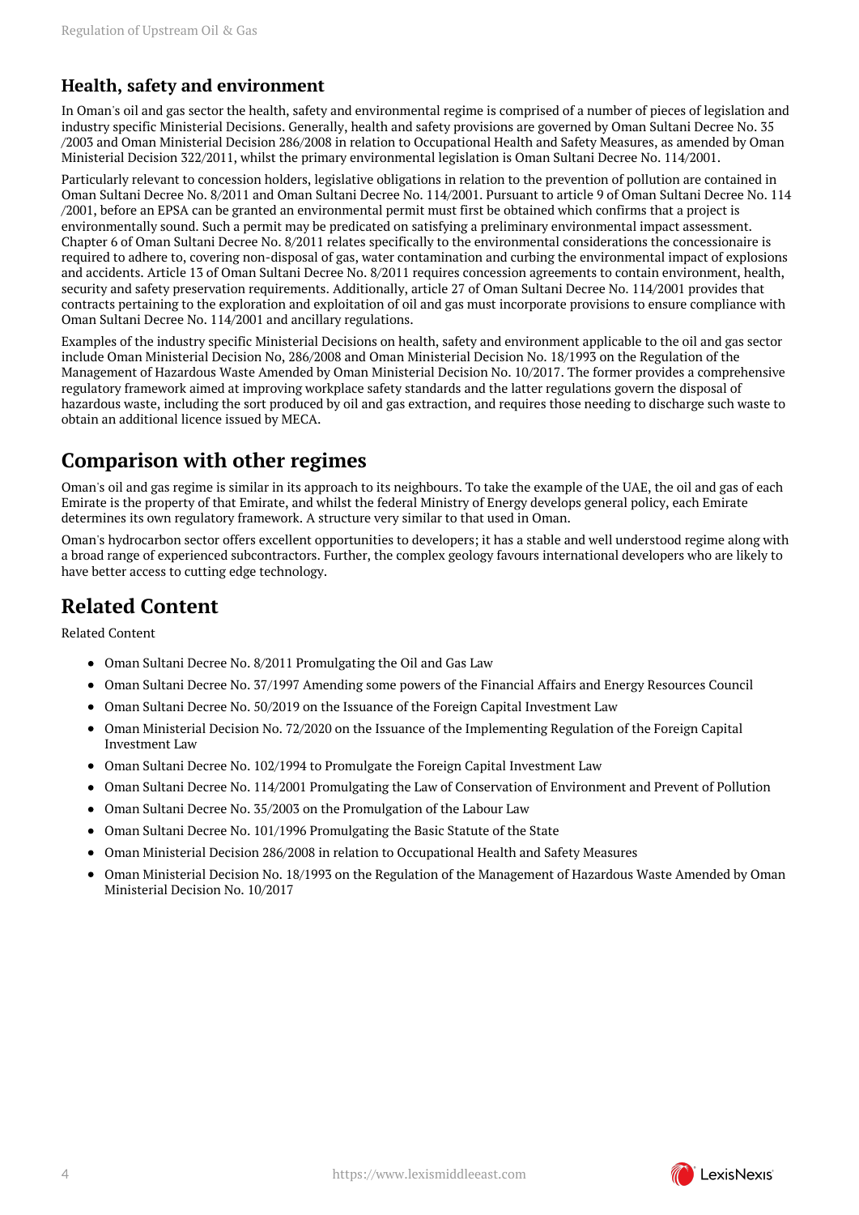## Health, safety and environment

In Oman's oil and gas sector the health, safety and environmental regime is comprised of a number of pieces of legislation and industry specific Ministerial Decisions. Generally, health and safety provisions are governed by Oman Sultani Decree No. 35 /2003 and Oman Ministerial Decision 286/2008 in relation to Occupational Health and Safety Measures, as amended by Oman Ministerial Decision 322/2011, whilst the primary environmental legislation is Oman Sultani Decree No. 114/2001.

Particularly relevant to concession holders, legislative obligations in relation to the prevention of pollution are contained in Oman Sultani Decree No. 8/2011 and Oman Sultani Decree No. 114/2001. Pursuant to article 9 of Oman Sultani Decree No. 114 /2001, before an EPSA can be granted an environmental permit must first be obtained which confirms that a project is environmentally sound. Such a permit may be predicated on satisfying a preliminary environmental impact assessment. Chapter 6 of Oman Sultani Decree No. 8/2011 relates specifically to the environmental considerations the concessionaire is required to adhere to, covering non-disposal of gas, water contamination and curbing the environmental impact of explosions and accidents. Article 13 of Oman Sultani Decree No. 8/2011 requires concession agreements to contain environment, health, security and safety preservation requirements. Additionally, article 27 of Oman Sultani Decree No. 114/2001 provides that contracts pertaining to the exploration and exploitation of oil and gas must incorporate provisions to ensure compliance with Oman Sultani Decree No. 114/2001 and ancillary regulations.

Examples of the industry specific Ministerial Decisions on health, safety and environment applicable to the oil and gas sector include Oman Ministerial Decision No, 286/2008 and Oman Ministerial Decision No. 18/1993 on the Regulation of the Management of Hazardous Waste Amended by Oman Ministerial Decision No. 10/2017. The former provides a comprehensive regulatory framework aimed at improving workplace safety standards and the latter regulations govern the disposal of hazardous waste, including the sort produced by oil and gas extraction, and requires those needing to discharge such waste to obtain an additional licence issued by MECA.

# Comparison with other regimes

Oman's oil and gas regime is similar in its approach to its neighbours. To take the example of the UAE, the oil and gas of each Emirate is the property of that Emirate, and whilst the federal Ministry of Energy develops general policy, each Emirate determines its own regulatory framework. A structure very similar to that used in Oman.

Oman's hydrocarbon sector offers excellent opportunities to developers; it has a stable and well understood regime along with a broad range of experienced subcontractors. Further, the complex geology favours international developers who are likely to have better access to cutting edge technology.

# Related Content

Related Content

- Oman Sultani Decree No. 8/2011 Promulgating the Oil and Gas Law
- Oman Sultani Decree No. 37/1997 Amending some powers of the Financial Affairs and Energy Resources Council
- Oman Sultani Decree No. 50/2019 on the Issuance of the Foreign Capital Investment Law
- Oman Ministerial Decision No. 72/2020 on the Issuance of the Implementing Regulation of the Foreign Capital Investment Law
- Oman Sultani Decree No. 102/1994 to Promulgate the Foreign Capital Investment Law
- Oman Sultani Decree No. 114/2001 Promulgating the Law of Conservation of Environment and Prevent of Pollution
- Oman Sultani Decree No. 35/2003 on the Promulgation of the Labour Law
- Oman Sultani Decree No. 101/1996 Promulgating the Basic Statute of the State
- Oman Ministerial Decision 286/2008 in relation to Occupational Health and Safety Measures
- Oman Ministerial Decision No. 18/1993 on the Regulation of the Management of Hazardous Waste Amended by Oman Ministerial Decision No. 10/2017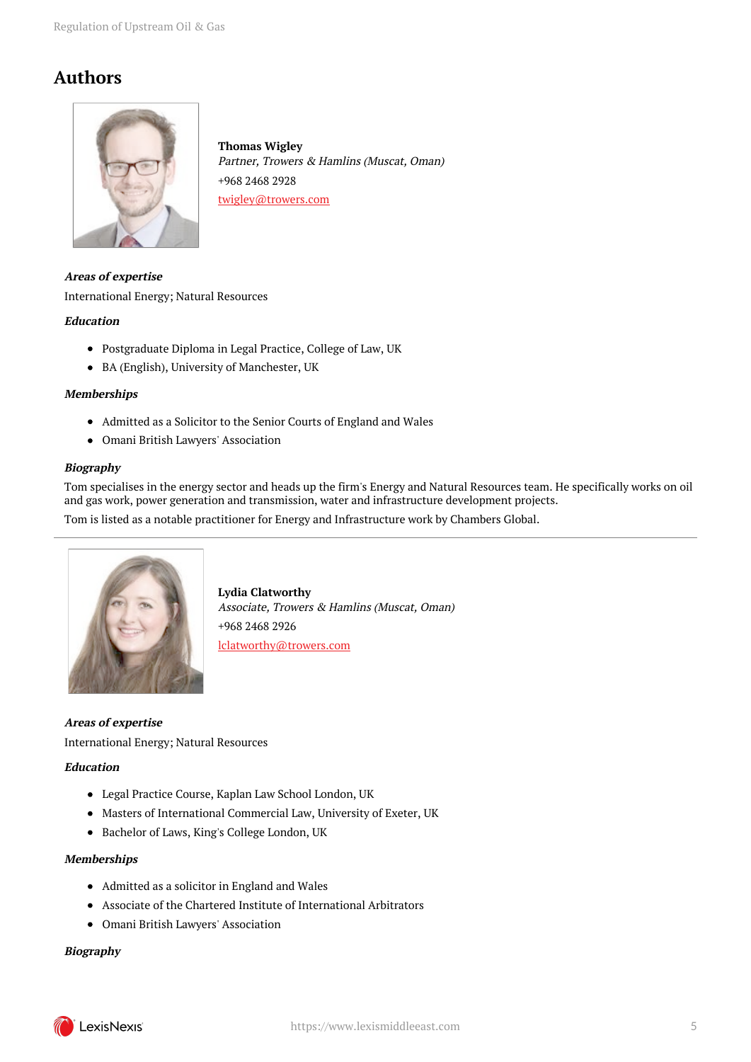# Authors

**Thomas Wigley**
*Partner, Trowers & Hamlins (Muscat, Oman)*
+968 2468 2928
[twigley@trowers.com](mailto:twigley@trowers.com)

***Areas of expertise***

International Energy; Natural Resources

***Education***

- Postgraduate Diploma in Legal Practice, College of Law, UK
- BA (English), University of Manchester, UK

***Memberships***

- Admitted as a Solicitor to the Senior Courts of England and Wales
- Omani British Lawyers' Association

***Biography***

Tom specialises in the energy sector and heads up the firm's Energy and Natural Resources team. He specifically works on oil and gas work, power generation and transmission, water and infrastructure development projects.

Tom is listed as a notable practitioner for Energy and Infrastructure work by Chambers Global.

---

**Lydia Clatworthy**
*Associate, Trowers & Hamlins (Muscat, Oman)*
+968 2468 2926
[lclatworthy@trowers.com](mailto:lclatworthy@trowers.com)

***Areas of expertise***

International Energy; Natural Resources

***Education***

- Legal Practice Course, Kaplan Law School London, UK
- Masters of International Commercial Law, University of Exeter, UK
- Bachelor of Laws, King's College London, UK

***Memberships***

- Admitted as a solicitor in England and Wales
- Associate of the Chartered Institute of International Arbitrators
- Omani British Lawyers' Association

***Biography***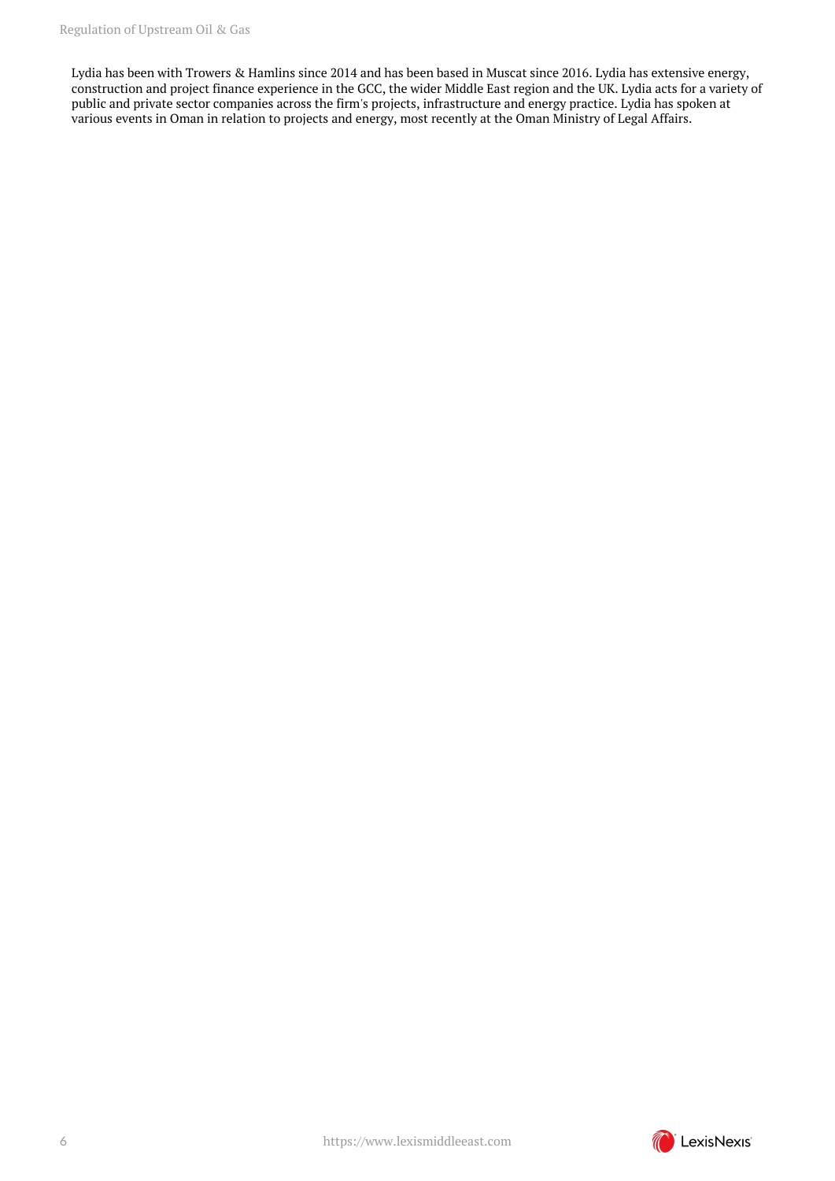Lydia has been with Trowers & Hamlins since 2014 and has been based in Muscat since 2016. Lydia has extensive energy, construction and project finance experience in the GCC, the wider Middle East region and the UK. Lydia acts for a variety of public and private sector companies across the firm's projects, infrastructure and energy practice. Lydia has spoken at various events in Oman in relation to projects and energy, most recently at the Oman Ministry of Legal Affairs.